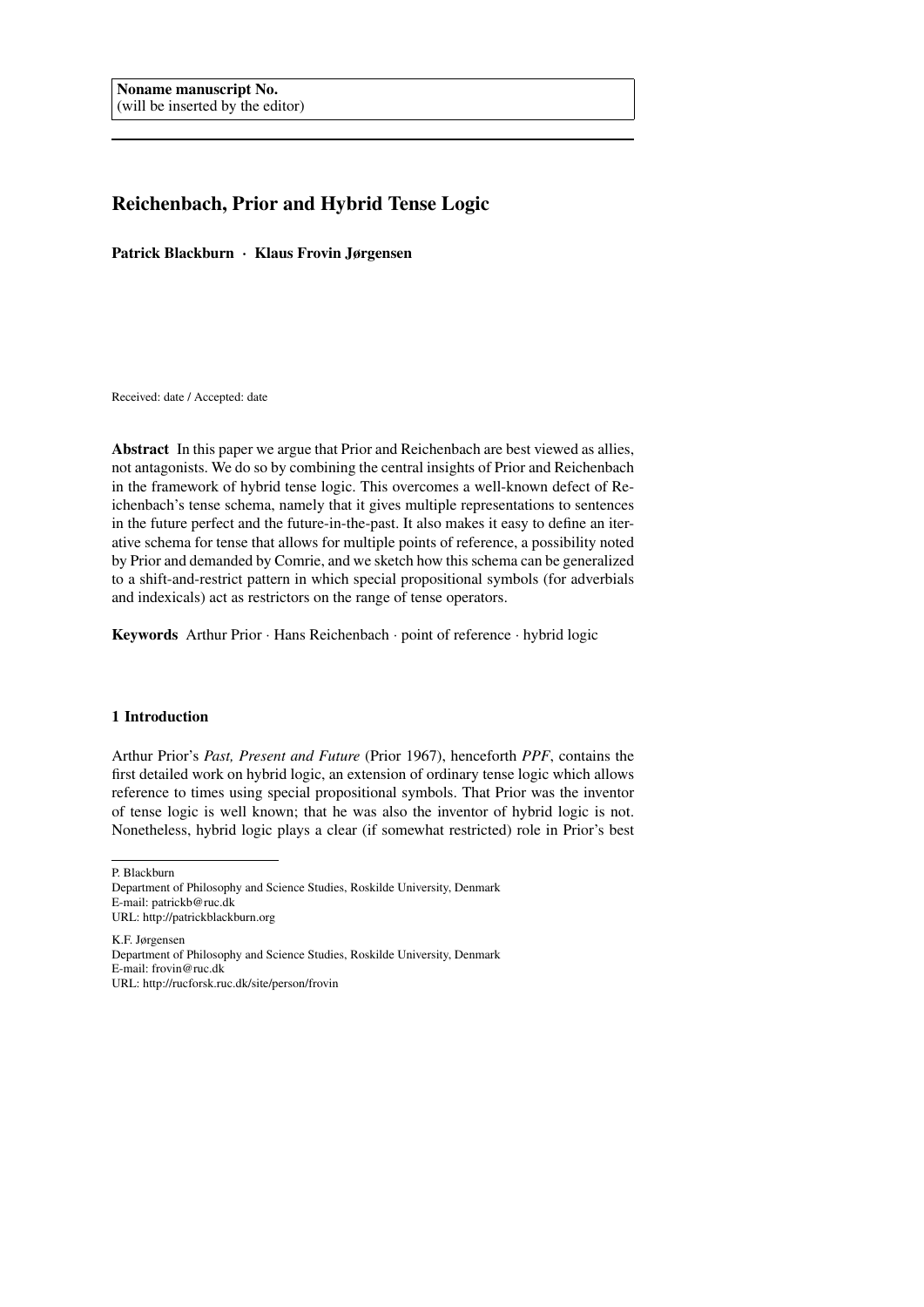Noname manuscript No.
(will be inserted by the editor)

# Reichenbach, Prior and Hybrid Tense Logic

**Patrick Blackburn · Klaus Frovin Jørgensen**

Received: date / Accepted: date

**Abstract** In this paper we argue that Prior and Reichenbach are best viewed as allies, not antagonists. We do so by combining the central insights of Prior and Reichenbach in the framework of hybrid tense logic. This overcomes a well-known defect of Reichenbach's tense schema, namely that it gives multiple representations to sentences in the future perfect and the future-in-the-past. It also makes it easy to define an iterative schema for tense that allows for multiple points of reference, a possibility noted by Prior and demanded by Comrie, and we sketch how this schema can be generalized to a shift-and-restrict pattern in which special propositional symbols (for adverbials and indexicals) act as restrictors on the range of tense operators.

**Keywords** Arthur Prior · Hans Reichenbach · point of reference · hybrid logic

## 1 Introduction

Arthur Prior's *Past, Present and Future* (Prior 1967), henceforth *PPF*, contains the first detailed work on hybrid logic, an extension of ordinary tense logic which allows reference to times using special propositional symbols. That Prior was the inventor of tense logic is well known; that he was also the inventor of hybrid logic is not. Nonetheless, hybrid logic plays a clear (if somewhat restricted) role in Prior's best

---

P. Blackburn
Department of Philosophy and Science Studies, Roskilde University, Denmark
E-mail: patrickb@ruc.dk
URL: http://patrickblackburn.org

K.F. Jørgensen
Department of Philosophy and Science Studies, Roskilde University, Denmark
E-mail: frovin@ruc.dk
URL: http://rucforsk.ruc.dk/site/person/frovin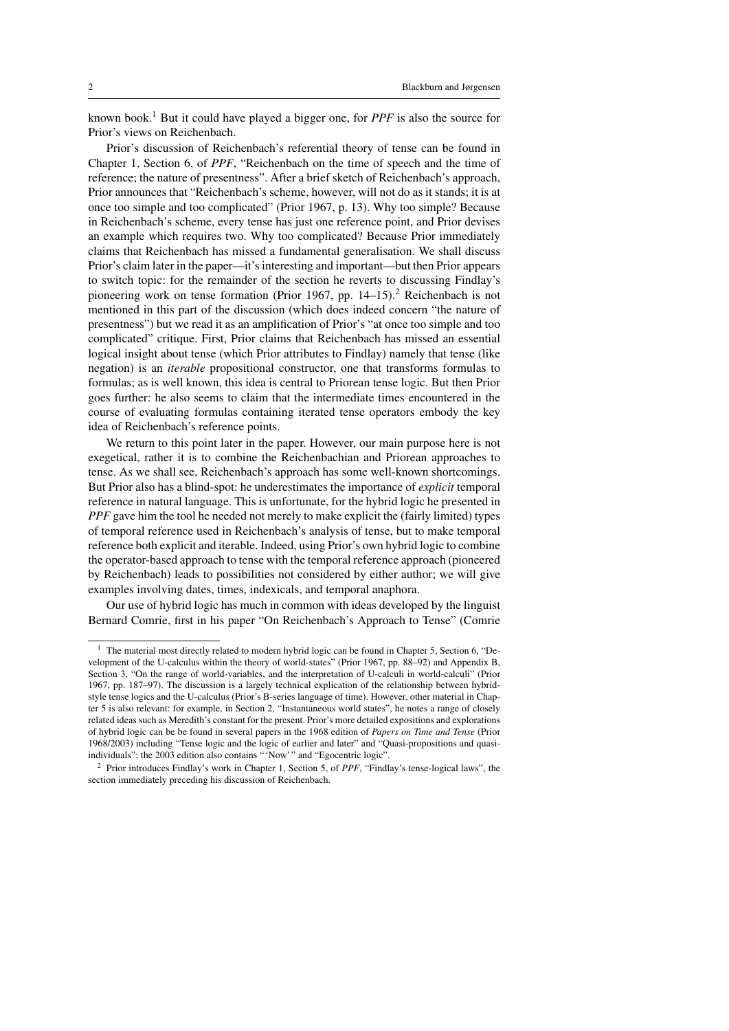known book.[1] But it could have played a bigger one, for *PPF* is also the source for Prior's views on Reichenbach.

Prior's discussion of Reichenbach's referential theory of tense can be found in Chapter 1, Section 6, of *PPF*, "Reichenbach on the time of speech and the time of reference; the nature of presentness". After a brief sketch of Reichenbach's approach, Prior announces that "Reichenbach's scheme, however, will not do as it stands; it is at once too simple and too complicated" (Prior 1967, p. 13). Why too simple? Because in Reichenbach's scheme, every tense has just one reference point, and Prior devises an example which requires two. Why too complicated? Because Prior immediately claims that Reichenbach has missed a fundamental generalisation. We shall discuss Prior's claim later in the paper—it's interesting and important—but then Prior appears to switch topic: for the remainder of the section he reverts to discussing Findlay's pioneering work on tense formation (Prior 1967, pp. 14–15).[2] Reichenbach is not mentioned in this part of the discussion (which does indeed concern "the nature of presentness") but we read it as an amplification of Prior's "at once too simple and too complicated" critique. First, Prior claims that Reichenbach has missed an essential logical insight about tense (which Prior attributes to Findlay) namely that tense (like negation) is an *iterable* propositional constructor, one that transforms formulas to formulas; as is well known, this idea is central to Priorean tense logic. But then Prior goes further: he also seems to claim that the intermediate times encountered in the course of evaluating formulas containing iterated tense operators embody the key idea of Reichenbach's reference points.

We return to this point later in the paper. However, our main purpose here is not exegetical, rather it is to combine the Reichenbachian and Priorean approaches to tense. As we shall see, Reichenbach's approach has some well-known shortcomings. But Prior also has a blind-spot: he underestimates the importance of *explicit* temporal reference in natural language. This is unfortunate, for the hybrid logic he presented in *PPF* gave him the tool he needed not merely to make explicit the (fairly limited) types of temporal reference used in Reichenbach's analysis of tense, but to make temporal reference both explicit and iterable. Indeed, using Prior's own hybrid logic to combine the operator-based approach to tense with the temporal reference approach (pioneered by Reichenbach) leads to possibilities not considered by either author; we will give examples involving dates, times, indexicals, and temporal anaphora.

Our use of hybrid logic has much in common with ideas developed by the linguist Bernard Comrie, first in his paper "On Reichenbach's Approach to Tense" (Comrie

---

[1] The material most directly related to modern hybrid logic can be found in Chapter 5, Section 6, "Development of the U-calculus within the theory of world-states" (Prior 1967, pp. 88–92) and Appendix B, Section 3, "On the range of world-variables, and the interpretation of U-calculi in world-calculi" (Prior 1967, pp. 187–97). The discussion is a largely technical explication of the relationship between hybrid-style tense logics and the U-calculus (Prior's B-series language of time). However, other material in Chapter 5 is also relevant: for example, in Section 2, "Instantaneous world states", he notes a range of closely related ideas such as Meredith's constant for the present. Prior's more detailed expositions and explorations of hybrid logic can be be found in several papers in the 1968 edition of *Papers on Time and Tense* (Prior 1968/2003) including "Tense logic and the logic of earlier and later" and "Quasi-propositions and quasi-individuals"; the 2003 edition also contains "'Now'" and "Egocentric logic".

[2] Prior introduces Findlay's work in Chapter 1, Section 5, of *PPF*, "Findlay's tense-logical laws", the section immediately preceding his discussion of Reichenbach.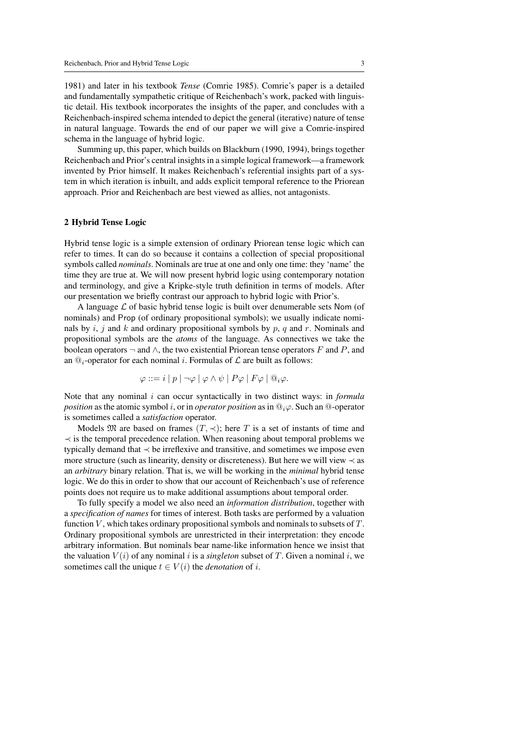1981) and later in his textbook *Tense* (Comrie 1985). Comrie's paper is a detailed and fundamentally sympathetic critique of Reichenbach's work, packed with linguistic detail. His textbook incorporates the insights of the paper, and concludes with a Reichenbach-inspired schema intended to depict the general (iterative) nature of tense in natural language. Towards the end of our paper we will give a Comrie-inspired schema in the language of hybrid logic.

Summing up, this paper, which builds on Blackburn (1990, 1994), brings together Reichenbach and Prior's central insights in a simple logical framework—a framework invented by Prior himself. It makes Reichenbach's referential insights part of a system in which iteration is inbuilt, and adds explicit temporal reference to the Priorean approach. Prior and Reichenbach are best viewed as allies, not antagonists.

## 2 Hybrid Tense Logic

Hybrid tense logic is a simple extension of ordinary Priorean tense logic which can refer to times. It can do so because it contains a collection of special propositional symbols called *nominals*. Nominals are true at one and only one time: they 'name' the time they are true at. We will now present hybrid logic using contemporary notation and terminology, and give a Kripke-style truth definition in terms of models. After our presentation we briefly contrast our approach to hybrid logic with Prior's.

A language $\mathcal{L}$ of basic hybrid tense logic is built over denumerable sets $\mathsf{Nom}$ (of nominals) and $\mathsf{Prop}$ (of ordinary propositional symbols); we usually indicate nominals by $i$, $j$ and $k$ and ordinary propositional symbols by $p$, $q$ and $r$. Nominals and propositional symbols are the *atoms* of the language. As connectives we take the boolean operators $\neg$ and $\wedge$, the two existential Priorean tense operators $F$ and $P$, and an $@_i$-operator for each nominal $i$. Formulas of $\mathcal{L}$ are built as follows:

$$\varphi ::= i \mid p \mid \neg\varphi \mid \varphi \wedge \psi \mid P\varphi \mid F\varphi \mid @_i\varphi.$$

Note that any nominal $i$ can occur syntactically in two distinct ways: in *formula position* as the atomic symbol $i$, or in *operator position* as in $@_i\varphi$. Such an $@$-operator is sometimes called a *satisfaction* operator.

Models $\mathfrak{M}$ are based on frames $(T, \prec)$; here $T$ is a set of instants of time and $\prec$ is the temporal precedence relation. When reasoning about temporal problems we typically demand that $\prec$ be irreflexive and transitive, and sometimes we impose even more structure (such as linearity, density or discreteness). But here we will view $\prec$ as an *arbitrary* binary relation. That is, we will be working in the *minimal* hybrid tense logic. We do this in order to show that our account of Reichenbach's use of reference points does not require us to make additional assumptions about temporal order.

To fully specify a model we also need an *information distribution*, together with a *specification of names* for times of interest. Both tasks are performed by a valuation function $V$, which takes ordinary propositional symbols and nominals to subsets of $T$. Ordinary propositional symbols are unrestricted in their interpretation: they encode arbitrary information. But nominals bear name-like information hence we insist that the valuation $V(i)$ of any nominal $i$ is a *singleton* subset of $T$. Given a nominal $i$, we sometimes call the unique $t \in V(i)$ the *denotation* of $i$.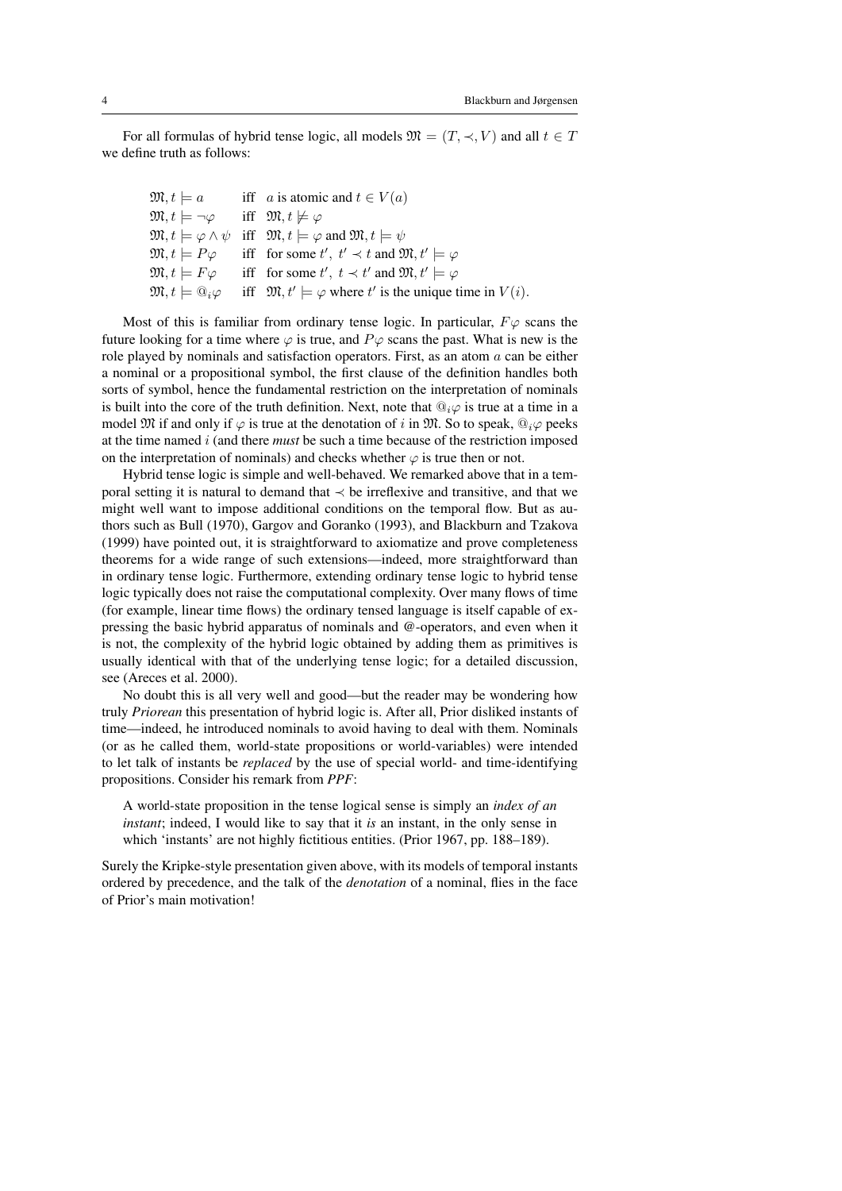For all formulas of hybrid tense logic, all models $\mathfrak{M} = (T, \prec, V)$ and all $t \in T$ we define truth as follows:

$$
\begin{array}{lll}
\mathfrak{M}, t \models a & \text{iff} & a \text{ is atomic and } t \in V(a) \\
\mathfrak{M}, t \models \neg\varphi & \text{iff} & \mathfrak{M}, t \not\models \varphi \\
\mathfrak{M}, t \models \varphi \wedge \psi & \text{iff} & \mathfrak{M}, t \models \varphi \text{ and } \mathfrak{M}, t \models \psi \\
\mathfrak{M}, t \models P\varphi & \text{iff} & \text{for some } t',\ t' \prec t \text{ and } \mathfrak{M}, t' \models \varphi \\
\mathfrak{M}, t \models F\varphi & \text{iff} & \text{for some } t',\ t \prec t' \text{ and } \mathfrak{M}, t' \models \varphi \\
\mathfrak{M}, t \models @_i\varphi & \text{iff} & \mathfrak{M}, t' \models \varphi \text{ where } t' \text{ is the unique time in } V(i).
\end{array}
$$

Most of this is familiar from ordinary tense logic. In particular, $F\varphi$ scans the future looking for a time where $\varphi$ is true, and $P\varphi$ scans the past. What is new is the role played by nominals and satisfaction operators. First, as an atom $a$ can be either a nominal or a propositional symbol, the first clause of the definition handles both sorts of symbol, hence the fundamental restriction on the interpretation of nominals is built into the core of the truth definition. Next, note that $@_i\varphi$ is true at a time in a model $\mathfrak{M}$ if and only if $\varphi$ is true at the denotation of $i$ in $\mathfrak{M}$. So to speak, $@_i\varphi$ peeks at the time named $i$ (and there *must* be such a time because of the restriction imposed on the interpretation of nominals) and checks whether $\varphi$ is true then or not.

Hybrid tense logic is simple and well-behaved. We remarked above that in a temporal setting it is natural to demand that $\prec$ be irreflexive and transitive, and that we might well want to impose additional conditions on the temporal flow. But as authors such as Bull (1970), Gargov and Goranko (1993), and Blackburn and Tzakova (1999) have pointed out, it is straightforward to axiomatize and prove completeness theorems for a wide range of such extensions—indeed, more straightforward than in ordinary tense logic. Furthermore, extending ordinary tense logic to hybrid tense logic typically does not raise the computational complexity. Over many flows of time (for example, linear time flows) the ordinary tensed language is itself capable of expressing the basic hybrid apparatus of nominals and @-operators, and even when it is not, the complexity of the hybrid logic obtained by adding them as primitives is usually identical with that of the underlying tense logic; for a detailed discussion, see (Areces et al. 2000).

No doubt this is all very well and good—but the reader may be wondering how truly *Priorean* this presentation of hybrid logic is. After all, Prior disliked instants of time—indeed, he introduced nominals to avoid having to deal with them. Nominals (or as he called them, world-state propositions or world-variables) were intended to let talk of instants be *replaced* by the use of special world- and time-identifying propositions. Consider his remark from *PPF*:

> A world-state proposition in the tense logical sense is simply an *index of an instant*; indeed, I would like to say that it *is* an instant, in the only sense in which 'instants' are not highly fictitious entities. (Prior 1967, pp. 188–189).

Surely the Kripke-style presentation given above, with its models of temporal instants ordered by precedence, and the talk of the *denotation* of a nominal, flies in the face of Prior's main motivation!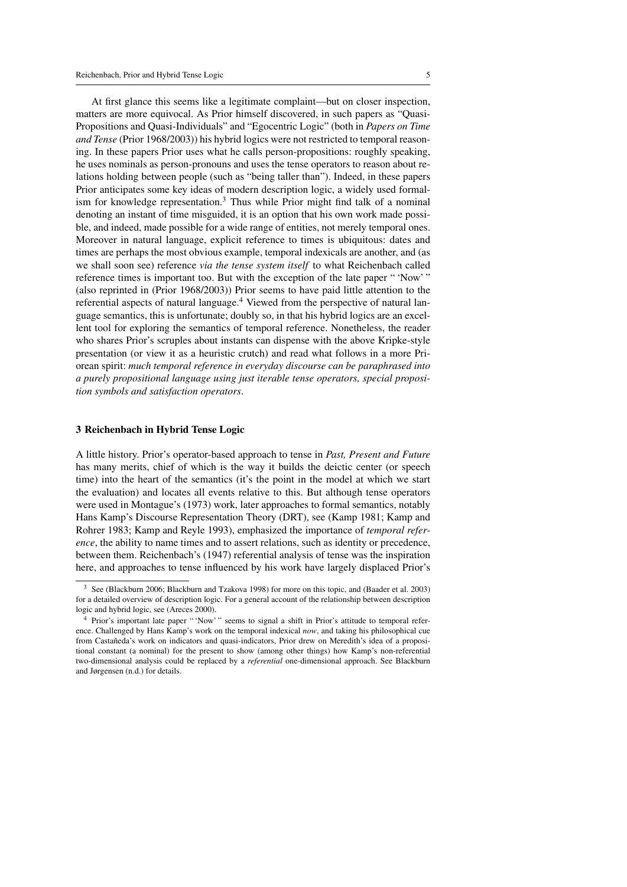At first glance this seems like a legitimate complaint—but on closer inspection, matters are more equivocal. As Prior himself discovered, in such papers as "Quasi-Propositions and Quasi-Individuals" and "Egocentric Logic" (both in *Papers on Time and Tense* (Prior 1968/2003)) his hybrid logics were not restricted to temporal reasoning. In these papers Prior uses what he calls person-propositions: roughly speaking, he uses nominals as person-pronouns and uses the tense operators to reason about relations holding between people (such as "being taller than"). Indeed, in these papers Prior anticipates some key ideas of modern description logic, a widely used formalism for knowledge representation.[3] Thus while Prior might find talk of a nominal denoting an instant of time misguided, it is an option that his own work made possible, and indeed, made possible for a wide range of entities, not merely temporal ones. Moreover in natural language, explicit reference to times is ubiquitous: dates and times are perhaps the most obvious example, temporal indexicals are another, and (as we shall soon see) reference *via the tense system itself* to what Reichenbach called reference times is important too. But with the exception of the late paper " 'Now' " (also reprinted in (Prior 1968/2003)) Prior seems to have paid little attention to the referential aspects of natural language.[4] Viewed from the perspective of natural language semantics, this is unfortunate; doubly so, in that his hybrid logics are an excellent tool for exploring the semantics of temporal reference. Nonetheless, the reader who shares Prior's scruples about instants can dispense with the above Kripke-style presentation (or view it as a heuristic crutch) and read what follows in a more Priorean spirit: *much temporal reference in everyday discourse can be paraphrased into a purely propositional language using just iterable tense operators, special proposition symbols and satisfaction operators*.

## 3 Reichenbach in Hybrid Tense Logic

A little history. Prior's operator-based approach to tense in *Past, Present and Future* has many merits, chief of which is the way it builds the deictic center (or speech time) into the heart of the semantics (it's the point in the model at which we start the evaluation) and locates all events relative to this. But although tense operators were used in Montague's (1973) work, later approaches to formal semantics, notably Hans Kamp's Discourse Representation Theory (DRT), see (Kamp 1981; Kamp and Rohrer 1983; Kamp and Reyle 1993), emphasized the importance of *temporal reference*, the ability to name times and to assert relations, such as identity or precedence, between them. Reichenbach's (1947) referential analysis of tense was the inspiration here, and approaches to tense influenced by his work have largely displaced Prior's

---

[3] See (Blackburn 2006; Blackburn and Tzakova 1998) for more on this topic, and (Baader et al. 2003) for a detailed overview of description logic. For a general account of the relationship between description logic and hybrid logic, see (Areces 2000).

[4] Prior's important late paper " 'Now' " seems to signal a shift in Prior's attitude to temporal reference. Challenged by Hans Kamp's work on the temporal indexical *now*, and taking his philosophical cue from Castañeda's work on indicators and quasi-indicators, Prior drew on Meredith's idea of a propositional constant (a nominal) for the present to show (among other things) how Kamp's non-referential two-dimensional analysis could be replaced by a *referential* one-dimensional approach. See Blackburn and Jørgensen (n.d.) for details.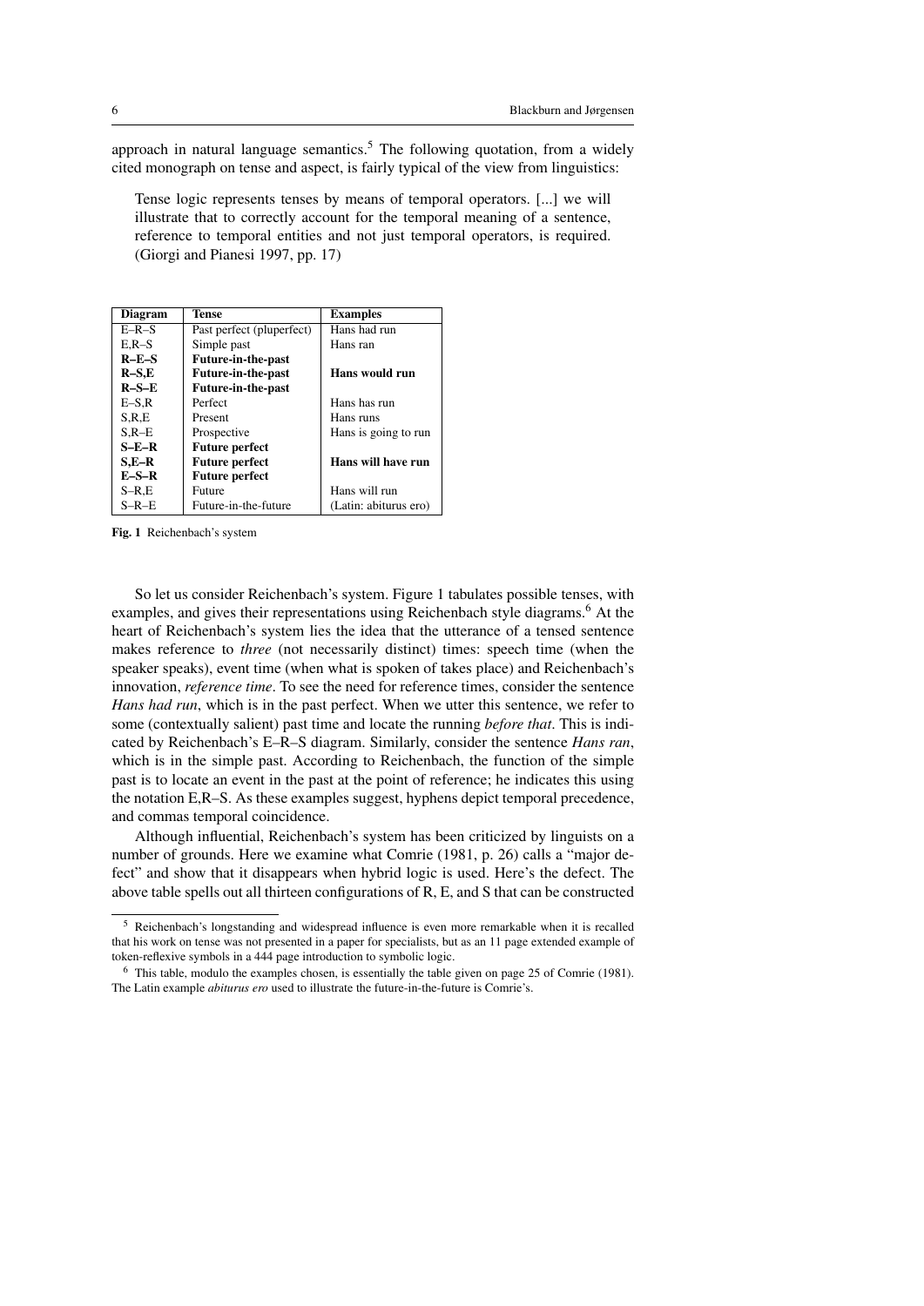approach in natural language semantics.[5] The following quotation, from a widely cited monograph on tense and aspect, is fairly typical of the view from linguistics:

> Tense logic represents tenses by means of temporal operators. [...] we will illustrate that to correctly account for the temporal meaning of a sentence, reference to temporal entities and not just temporal operators, is required. (Giorgi and Pianesi 1997, pp. 17)

| **Diagram** | **Tense** | **Examples** |
|---|---|---|
| E–R–S | Past perfect (pluperfect) | Hans had run |
| E,R–S | Simple past | Hans ran |
| **R–E–S** | **Future-in-the-past** | |
| **R–S,E** | **Future-in-the-past** | **Hans would run** |
| **R–S–E** | **Future-in-the-past** | |
| E–S,R | Perfect | Hans has run |
| S,R,E | Present | Hans runs |
| S,R–E | Prospective | Hans is going to run |
| **S–E–R** | **Future perfect** | |
| **S,E–R** | **Future perfect** | **Hans will have run** |
| **E–S–R** | **Future perfect** | |
| S–R,E | Future | Hans will run |
| S–R–E | Future-in-the-future | (Latin: abiturus ero) |

**Fig. 1** Reichenbach's system

So let us consider Reichenbach's system. Figure 1 tabulates possible tenses, with examples, and gives their representations using Reichenbach style diagrams.[6] At the heart of Reichenbach's system lies the idea that the utterance of a tensed sentence makes reference to *three* (not necessarily distinct) times: speech time (when the speaker speaks), event time (when what is spoken of takes place) and Reichenbach's innovation, *reference time*. To see the need for reference times, consider the sentence *Hans had run*, which is in the past perfect. When we utter this sentence, we refer to some (contextually salient) past time and locate the running *before that*. This is indicated by Reichenbach's E–R–S diagram. Similarly, consider the sentence *Hans ran*, which is in the simple past. According to Reichenbach, the function of the simple past is to locate an event in the past at the point of reference; he indicates this using the notation E,R–S. As these examples suggest, hyphens depict temporal precedence, and commas temporal coincidence.

Although influential, Reichenbach's system has been criticized by linguists on a number of grounds. Here we examine what Comrie (1981, p. 26) calls a "major defect" and show that it disappears when hybrid logic is used. Here's the defect. The above table spells out all thirteen configurations of R, E, and S that can be constructed

---

[5] Reichenbach's longstanding and widespread influence is even more remarkable when it is recalled that his work on tense was not presented in a paper for specialists, but as an 11 page extended example of token-reflexive symbols in a 444 page introduction to symbolic logic.

[6] This table, modulo the examples chosen, is essentially the table given on page 25 of Comrie (1981). The Latin example *abiturus ero* used to illustrate the future-in-the-future is Comrie's.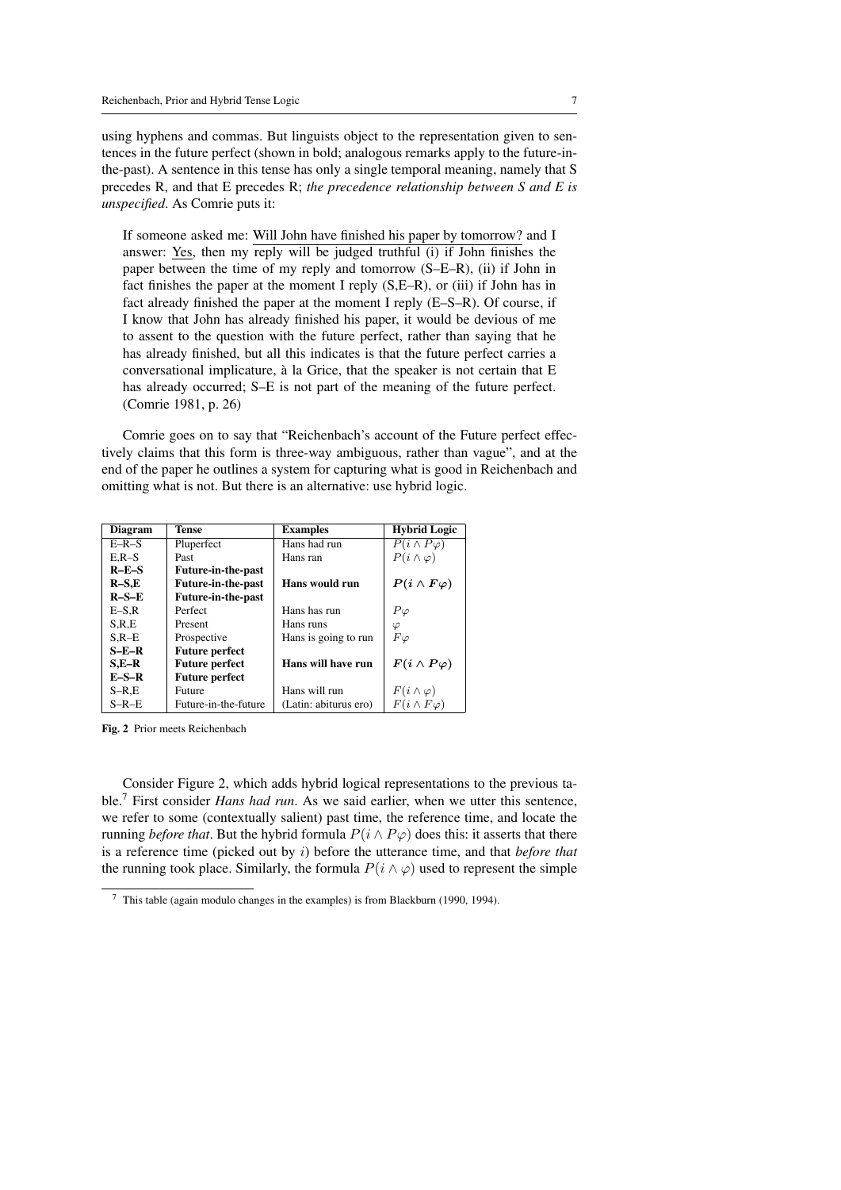using hyphens and commas. But linguists object to the representation given to sentences in the future perfect (shown in bold; analogous remarks apply to the future-in-the-past). A sentence in this tense has only a single temporal meaning, namely that S precedes R, and that E precedes R; *the precedence relationship between S and E is unspecified*. As Comrie puts it:

> If someone asked me: Will John have finished his paper by tomorrow? and I answer: Yes, then my reply will be judged truthful (i) if John finishes the paper between the time of my reply and tomorrow (S–E–R), (ii) if John in fact finishes the paper at the moment I reply (S,E–R), or (iii) if John has in fact already finished the paper at the moment I reply (E–S–R). Of course, if I know that John has already finished his paper, it would be devious of me to assent to the question with the future perfect, rather than saying that he has already finished, but all this indicates is that the future perfect carries a conversational implicature, à la Grice, that the speaker is not certain that E has already occurred; S–E is not part of the meaning of the future perfect. (Comrie 1981, p. 26)

Comrie goes on to say that "Reichenbach's account of the Future perfect effectively claims that this form is three-way ambiguous, rather than vague", and at the end of the paper he outlines a system for capturing what is good in Reichenbach and omitting what is not. But there is an alternative: use hybrid logic.

| Diagram | Tense | Examples | Hybrid Logic |
|---|---|---|---|
| E–R–S | Pluperfect | Hans had run | $P(i \wedge P\varphi)$ |
| E,R–S | Past | Hans ran | $P(i \wedge \varphi)$ |
| **R–E–S** | **Future-in-the-past** | | |
| **R–S,E** | **Future-in-the-past** | **Hans would run** | $\boldsymbol{P(i \wedge F\varphi)}$ |
| **R–S–E** | **Future-in-the-past** | | |
| E–S,R | Perfect | Hans has run | $P\varphi$ |
| S,R,E | Present | Hans runs | $\varphi$ |
| S,R–E | Prospective | Hans is going to run | $F\varphi$ |
| **S–E–R** | **Future perfect** | | |
| **S,E–R** | **Future perfect** | **Hans will have run** | $\boldsymbol{F(i \wedge P\varphi)}$ |
| **E–S–R** | **Future perfect** | | |
| S–R,E | Future | Hans will run | $F(i \wedge \varphi)$ |
| S–R–E | Future-in-the-future | (Latin: abiturus ero) | $F(i \wedge F\varphi)$ |

**Fig. 2** Prior meets Reichenbach

Consider Figure 2, which adds hybrid logical representations to the previous table.[7] First consider *Hans had run*. As we said earlier, when we utter this sentence, we refer to some (contextually salient) past time, the reference time, and locate the running *before that*. But the hybrid formula $P(i \wedge P\varphi)$ does this: it asserts that there is a reference time (picked out by $i$) before the utterance time, and that *before that* the running took place. Similarly, the formula $P(i \wedge \varphi)$ used to represent the simple

[7] This table (again modulo changes in the examples) is from Blackburn (1990, 1994).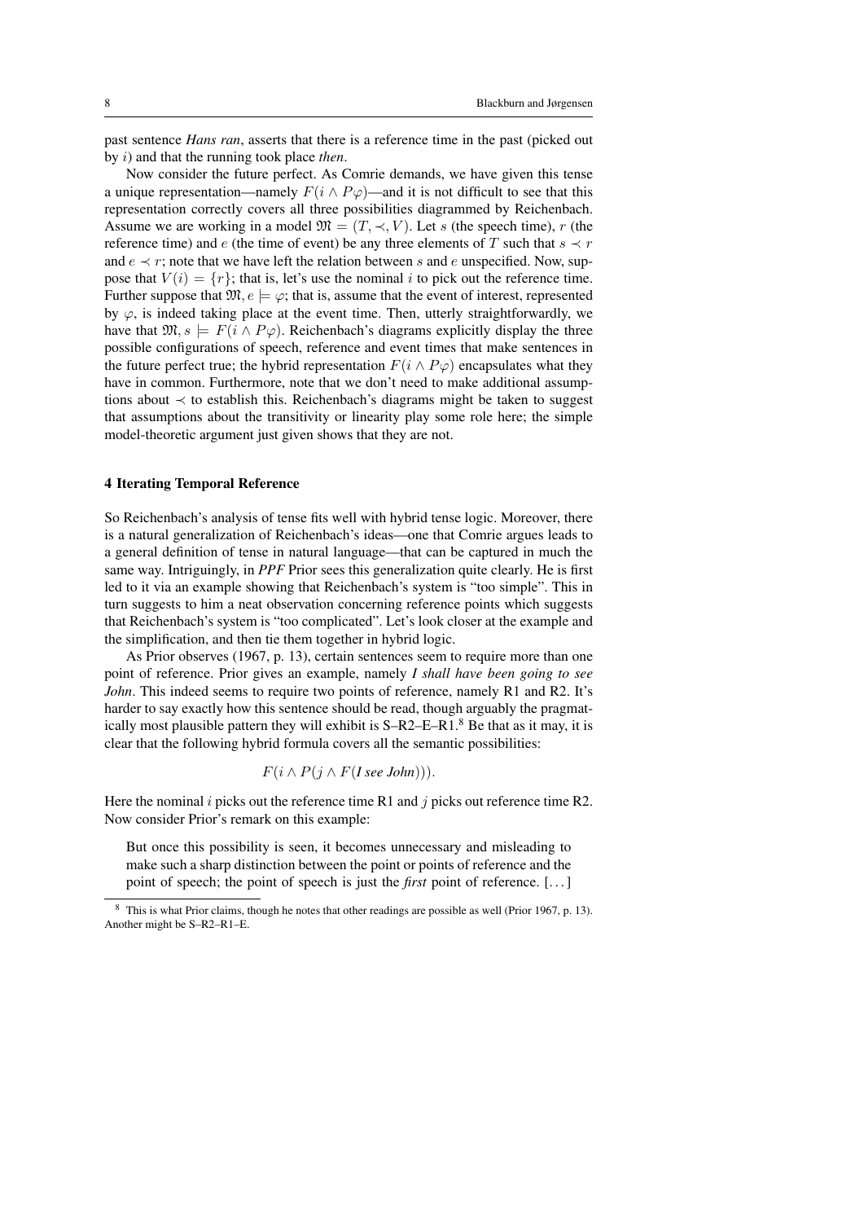past sentence *Hans ran*, asserts that there is a reference time in the past (picked out by $i$) and that the running took place *then*.

Now consider the future perfect. As Comrie demands, we have given this tense a unique representation—namely $F(i \wedge P\varphi)$—and it is not difficult to see that this representation correctly covers all three possibilities diagrammed by Reichenbach. Assume we are working in a model $\mathfrak{M} = (T, \prec, V)$. Let $s$ (the speech time), $r$ (the reference time) and $e$ (the time of event) be any three elements of $T$ such that $s \prec r$ and $e \prec r$; note that we have left the relation between $s$ and $e$ unspecified. Now, suppose that $V(i) = \{r\}$; that is, let's use the nominal $i$ to pick out the reference time. Further suppose that $\mathfrak{M}, e \models \varphi$; that is, assume that the event of interest, represented by $\varphi$, is indeed taking place at the event time. Then, utterly straightforwardly, we have that $\mathfrak{M}, s \models F(i \wedge P\varphi)$. Reichenbach's diagrams explicitly display the three possible configurations of speech, reference and event times that make sentences in the future perfect true; the hybrid representation $F(i \wedge P\varphi)$ encapsulates what they have in common. Furthermore, note that we don't need to make additional assumptions about $\prec$ to establish this. Reichenbach's diagrams might be taken to suggest that assumptions about the transitivity or linearity play some role here; the simple model-theoretic argument just given shows that they are not.

## 4 Iterating Temporal Reference

So Reichenbach's analysis of tense fits well with hybrid tense logic. Moreover, there is a natural generalization of Reichenbach's ideas—one that Comrie argues leads to a general definition of tense in natural language—that can be captured in much the same way. Intriguingly, in *PPF* Prior sees this generalization quite clearly. He is first led to it via an example showing that Reichenbach's system is "too simple". This in turn suggests to him a neat observation concerning reference points which suggests that Reichenbach's system is "too complicated". Let's look closer at the example and the simplification, and then tie them together in hybrid logic.

As Prior observes (1967, p. 13), certain sentences seem to require more than one point of reference. Prior gives an example, namely *I shall have been going to see John*. This indeed seems to require two points of reference, namely R1 and R2. It's harder to say exactly how this sentence should be read, though arguably the pragmatically most plausible pattern they will exhibit is S–R2–E–R1.[8] Be that as it may, it is clear that the following hybrid formula covers all the semantic possibilities:

$$F(i \wedge P(j \wedge F(\textit{I see John}))).$$

Here the nominal $i$ picks out the reference time R1 and $j$ picks out reference time R2. Now consider Prior's remark on this example:

> But once this possibility is seen, it becomes unnecessary and misleading to make such a sharp distinction between the point or points of reference and the point of speech; the point of speech is just the *first* point of reference. [. . . ]

[8] This is what Prior claims, though he notes that other readings are possible as well (Prior 1967, p. 13). Another might be S–R2–R1–E.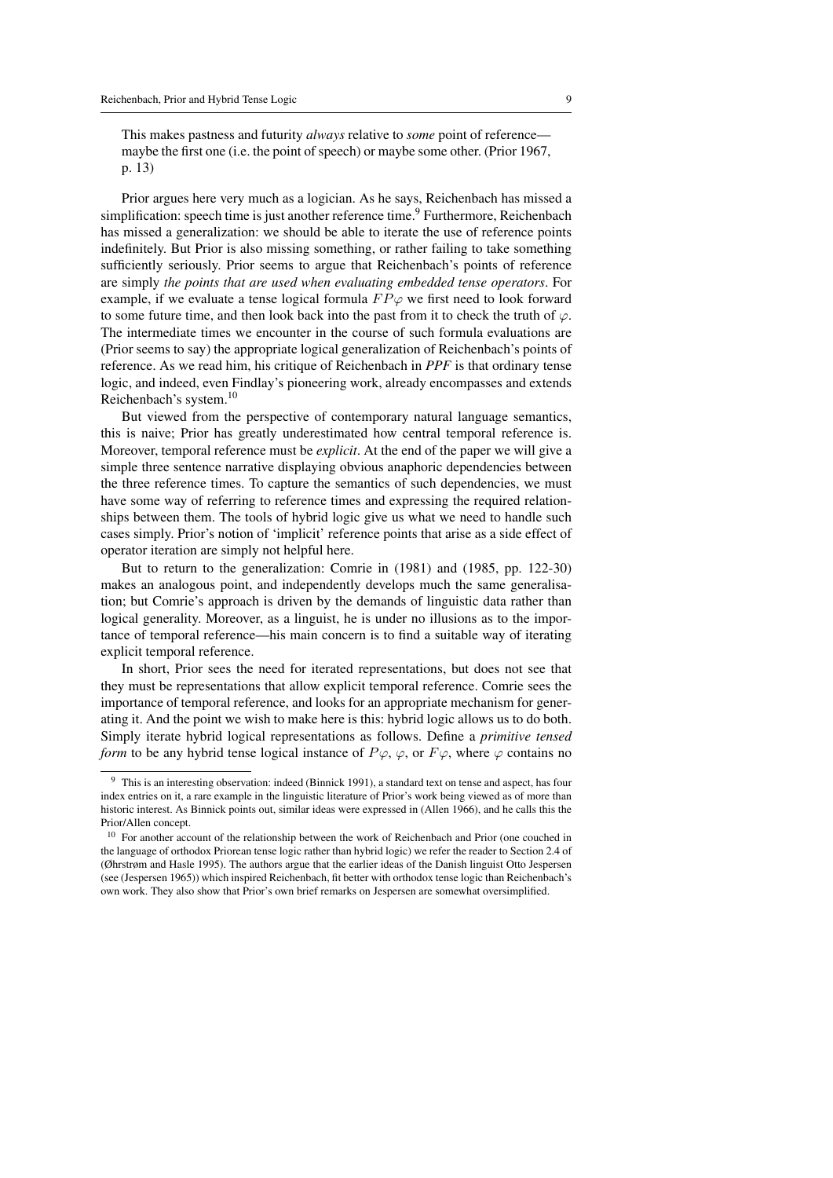This makes pastness and futurity *always* relative to *some* point of reference—maybe the first one (i.e. the point of speech) or maybe some other. (Prior 1967, p. 13)

Prior argues here very much as a logician. As he says, Reichenbach has missed a simplification: speech time is just another reference time.[9] Furthermore, Reichenbach has missed a generalization: we should be able to iterate the use of reference points indefinitely. But Prior is also missing something, or rather failing to take something sufficiently seriously. Prior seems to argue that Reichenbach's points of reference are simply *the points that are used when evaluating embedded tense operators*. For example, if we evaluate a tense logical formula $FP\varphi$ we first need to look forward to some future time, and then look back into the past from it to check the truth of $\varphi$. The intermediate times we encounter in the course of such formula evaluations are (Prior seems to say) the appropriate logical generalization of Reichenbach's points of reference. As we read him, his critique of Reichenbach in *PPF* is that ordinary tense logic, and indeed, even Findlay's pioneering work, already encompasses and extends Reichenbach's system.[10]

But viewed from the perspective of contemporary natural language semantics, this is naive; Prior has greatly underestimated how central temporal reference is. Moreover, temporal reference must be *explicit*. At the end of the paper we will give a simple three sentence narrative displaying obvious anaphoric dependencies between the three reference times. To capture the semantics of such dependencies, we must have some way of referring to reference times and expressing the required relationships between them. The tools of hybrid logic give us what we need to handle such cases simply. Prior's notion of 'implicit' reference points that arise as a side effect of operator iteration are simply not helpful here.

But to return to the generalization: Comrie in (1981) and (1985, pp. 122-30) makes an analogous point, and independently develops much the same generalisation; but Comrie's approach is driven by the demands of linguistic data rather than logical generality. Moreover, as a linguist, he is under no illusions as to the importance of temporal reference—his main concern is to find a suitable way of iterating explicit temporal reference.

In short, Prior sees the need for iterated representations, but does not see that they must be representations that allow explicit temporal reference. Comrie sees the importance of temporal reference, and looks for an appropriate mechanism for generating it. And the point we wish to make here is this: hybrid logic allows us to do both. Simply iterate hybrid logical representations as follows. Define a *primitive tensed form* to be any hybrid tense logical instance of $P\varphi$, $\varphi$, or $F\varphi$, where $\varphi$ contains no

[9] This is an interesting observation: indeed (Binnick 1991), a standard text on tense and aspect, has four index entries on it, a rare example in the linguistic literature of Prior's work being viewed as of more than historic interest. As Binnick points out, similar ideas were expressed in (Allen 1966), and he calls this the Prior/Allen concept.

[10] For another account of the relationship between the work of Reichenbach and Prior (one couched in the language of orthodox Priorean tense logic rather than hybrid logic) we refer the reader to Section 2.4 of (Øhrstrøm and Hasle 1995). The authors argue that the earlier ideas of the Danish linguist Otto Jespersen (see (Jespersen 1965)) which inspired Reichenbach, fit better with orthodox tense logic than Reichenbach's own work. They also show that Prior's own brief remarks on Jespersen are somewhat oversimplified.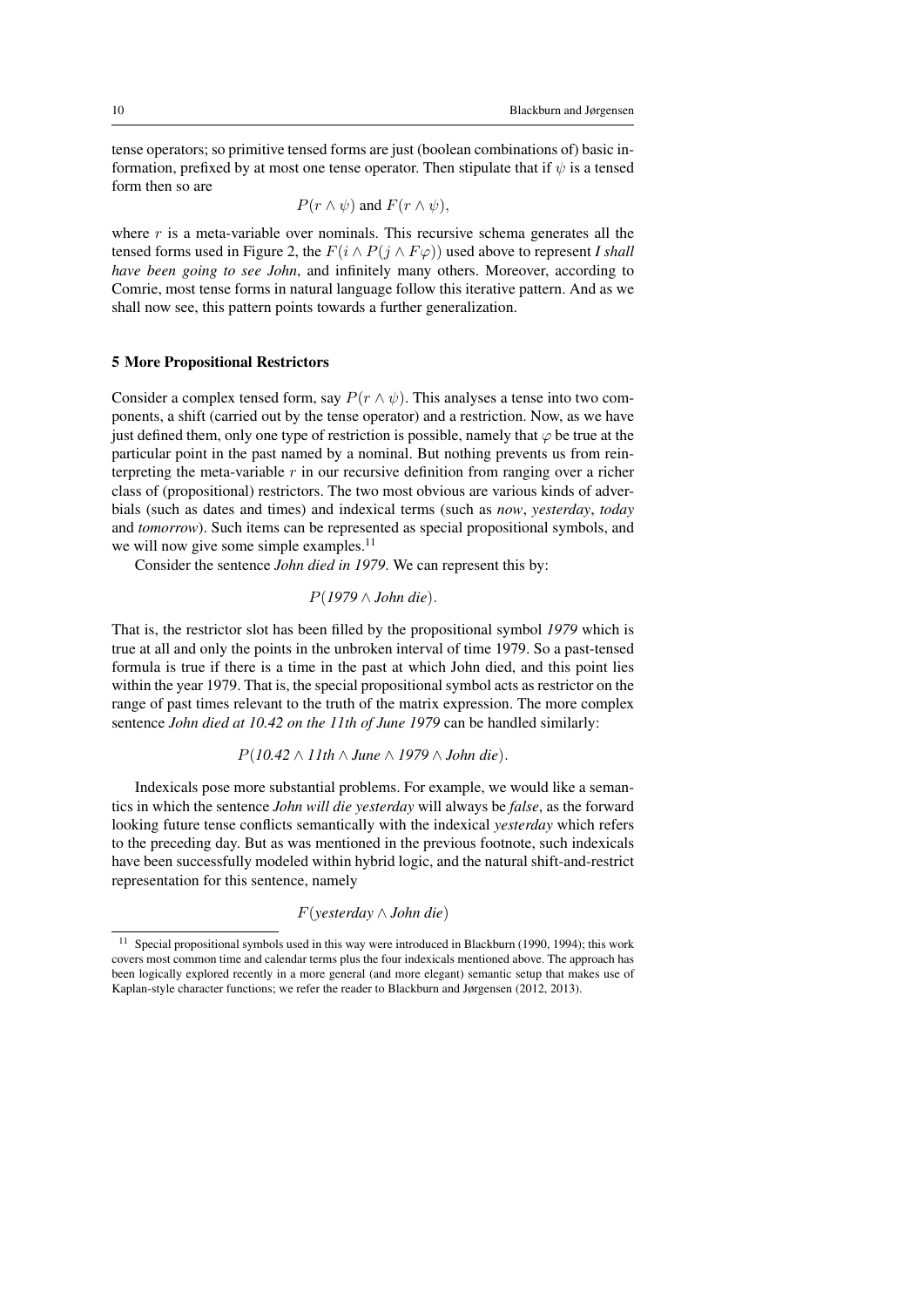tense operators; so primitive tensed forms are just (boolean combinations of) basic information, prefixed by at most one tense operator. Then stipulate that if $\psi$ is a tensed form then so are

$$P(r \wedge \psi) \text{ and } F(r \wedge \psi),$$

where $r$ is a meta-variable over nominals. This recursive schema generates all the tensed forms used in Figure 2, the $F(i \wedge P(j \wedge F\varphi))$ used above to represent *I shall have been going to see John*, and infinitely many others. Moreover, according to Comrie, most tense forms in natural language follow this iterative pattern. And as we shall now see, this pattern points towards a further generalization.

## 5 More Propositional Restrictors

Consider a complex tensed form, say $P(r \wedge \psi)$. This analyses a tense into two components, a shift (carried out by the tense operator) and a restriction. Now, as we have just defined them, only one type of restriction is possible, namely that $\varphi$ be true at the particular point in the past named by a nominal. But nothing prevents us from reinterpreting the meta-variable $r$ in our recursive definition from ranging over a richer class of (propositional) restrictors. The two most obvious are various kinds of adverbials (such as dates and times) and indexical terms (such as *now*, *yesterday*, *today* and *tomorrow*). Such items can be represented as special propositional symbols, and we will now give some simple examples.[11]

Consider the sentence *John died in 1979*. We can represent this by:

$$P(\textit{1979} \wedge \textit{John die}).$$

That is, the restrictor slot has been filled by the propositional symbol *1979* which is true at all and only the points in the unbroken interval of time 1979. So a past-tensed formula is true if there is a time in the past at which John died, and this point lies within the year 1979. That is, the special propositional symbol acts as restrictor on the range of past times relevant to the truth of the matrix expression. The more complex sentence *John died at 10.42 on the 11th of June 1979* can be handled similarly:

$$P(\textit{10.42} \wedge \textit{11th} \wedge \textit{June} \wedge \textit{1979} \wedge \textit{John die}).$$

Indexicals pose more substantial problems. For example, we would like a semantics in which the sentence *John will die yesterday* will always be *false*, as the forward looking future tense conflicts semantically with the indexical *yesterday* which refers to the preceding day. But as was mentioned in the previous footnote, such indexicals have been successfully modeled within hybrid logic, and the natural shift-and-restrict representation for this sentence, namely

$$F(\textit{yesterday} \wedge \textit{John die})$$

[11] Special propositional symbols used in this way were introduced in Blackburn (1990, 1994); this work covers most common time and calendar terms plus the four indexicals mentioned above. The approach has been logically explored recently in a more general (and more elegant) semantic setup that makes use of Kaplan-style character functions; we refer the reader to Blackburn and Jørgensen (2012, 2013).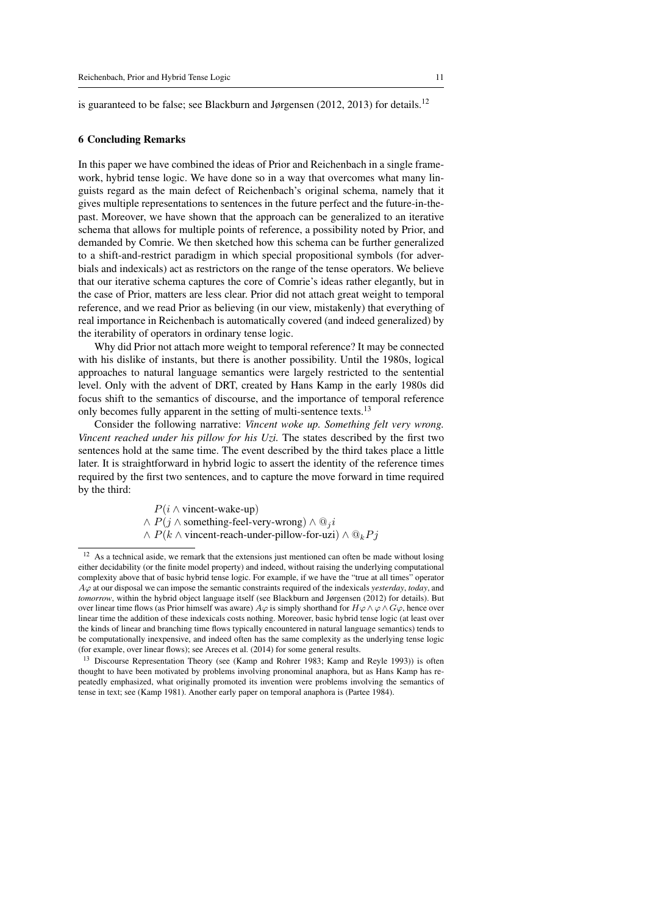is guaranteed to be false; see Blackburn and Jørgensen (2012, 2013) for details.[12]

## 6 Concluding Remarks

In this paper we have combined the ideas of Prior and Reichenbach in a single framework, hybrid tense logic. We have done so in a way that overcomes what many linguists regard as the main defect of Reichenbach's original schema, namely that it gives multiple representations to sentences in the future perfect and the future-in-the-past. Moreover, we have shown that the approach can be generalized to an iterative schema that allows for multiple points of reference, a possibility noted by Prior, and demanded by Comrie. We then sketched how this schema can be further generalized to a shift-and-restrict paradigm in which special propositional symbols (for adverbials and indexicals) act as restrictors on the range of the tense operators. We believe that our iterative schema captures the core of Comrie's ideas rather elegantly, but in the case of Prior, matters are less clear. Prior did not attach great weight to temporal reference, and we read Prior as believing (in our view, mistakenly) that everything of real importance in Reichenbach is automatically covered (and indeed generalized) by the iterability of operators in ordinary tense logic.

Why did Prior not attach more weight to temporal reference? It may be connected with his dislike of instants, but there is another possibility. Until the 1980s, logical approaches to natural language semantics were largely restricted to the sentential level. Only with the advent of DRT, created by Hans Kamp in the early 1980s did focus shift to the semantics of discourse, and the importance of temporal reference only becomes fully apparent in the setting of multi-sentence texts.[13]

Consider the following narrative: *Vincent woke up. Something felt very wrong. Vincent reached under his pillow for his Uzi.* The states described by the first two sentences hold at the same time. The event described by the third takes place a little later. It is straightforward in hybrid logic to assert the identity of the reference times required by the first two sentences, and to capture the move forward in time required by the third:

$$
\begin{aligned}
& P(i \wedge \text{vincent-wake-up}) \\
\wedge\ & P(j \wedge \text{something-feel-very-wrong}) \wedge @_j i \\
\wedge\ & P(k \wedge \text{vincent-reach-under-pillow-for-uzi}) \wedge @_k Pj
\end{aligned}
$$

---

[12] As a technical aside, we remark that the extensions just mentioned can often be made without losing either decidability (or the finite model property) and indeed, without raising the underlying computational complexity above that of basic hybrid tense logic. For example, if we have the "true at all times" operator $A\varphi$ at our disposal we can impose the semantic constraints required of the indexicals *yesterday*, *today*, and *tomorrow*, within the hybrid object language itself (see Blackburn and Jørgensen (2012) for details). But over linear time flows (as Prior himself was aware) $A\varphi$ is simply shorthand for $H\varphi \wedge \varphi \wedge G\varphi$, hence over linear time the addition of these indexicals costs nothing. Moreover, basic hybrid tense logic (at least over the kinds of linear and branching time flows typically encountered in natural language semantics) tends to be computationally inexpensive, and indeed often has the same complexity as the underlying tense logic (for example, over linear flows); see Areces et al. (2014) for some general results.

[13] Discourse Representation Theory (see (Kamp and Rohrer 1983; Kamp and Reyle 1993)) is often thought to have been motivated by problems involving pronominal anaphora, but as Hans Kamp has repeatedly emphasized, what originally promoted its invention were problems involving the semantics of tense in text; see (Kamp 1981). Another early paper on temporal anaphora is (Partee 1984).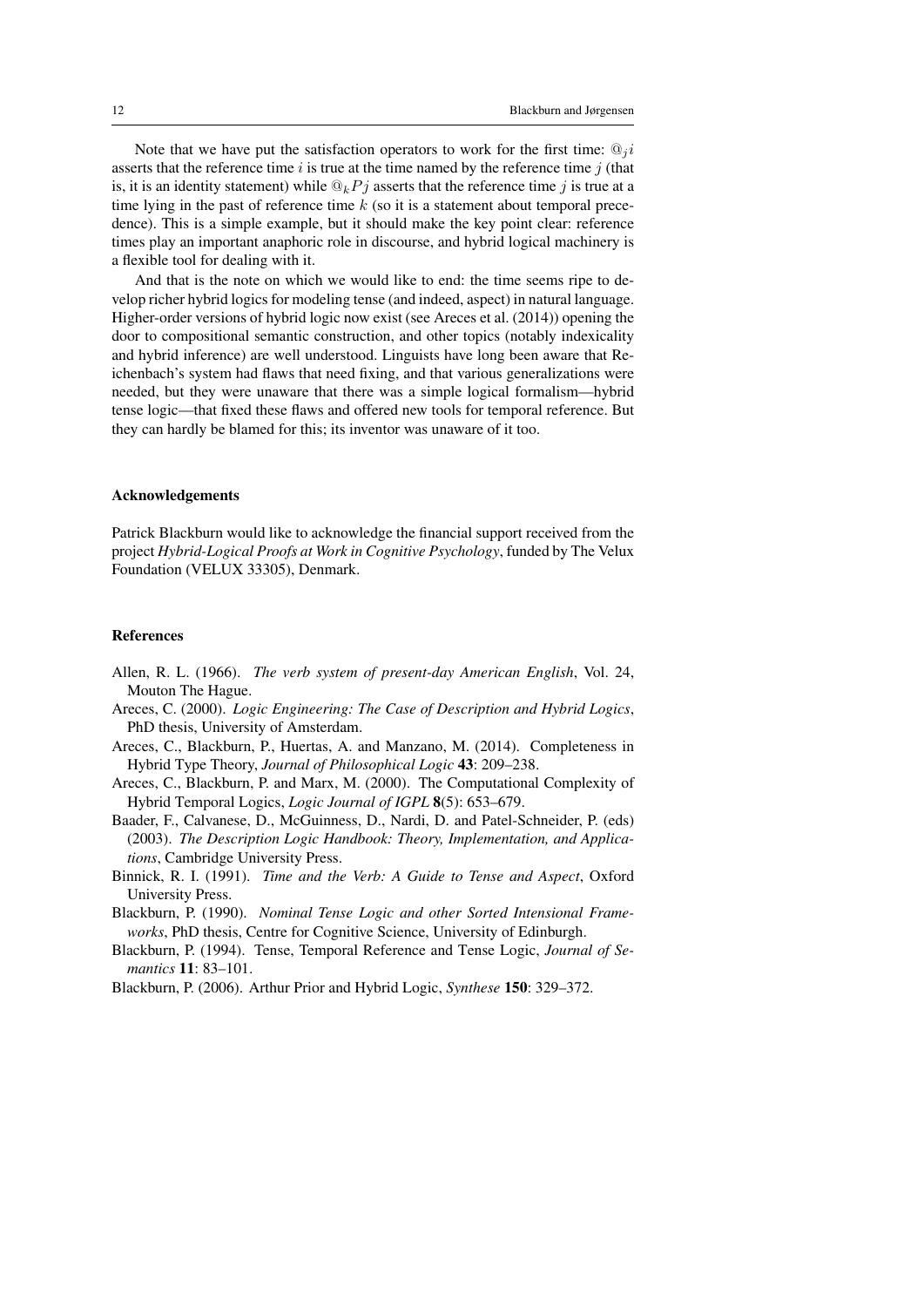Note that we have put the satisfaction operators to work for the first time: $@_j i$ asserts that the reference time $i$ is true at the time named by the reference time $j$ (that is, it is an identity statement) while $@_k Pj$ asserts that the reference time $j$ is true at a time lying in the past of reference time $k$ (so it is a statement about temporal precedence). This is a simple example, but it should make the key point clear: reference times play an important anaphoric role in discourse, and hybrid logical machinery is a flexible tool for dealing with it.

And that is the note on which we would like to end: the time seems ripe to develop richer hybrid logics for modeling tense (and indeed, aspect) in natural language. Higher-order versions of hybrid logic now exist (see Areces et al. (2014)) opening the door to compositional semantic construction, and other topics (notably indexicality and hybrid inference) are well understood. Linguists have long been aware that Reichenbach's system had flaws that need fixing, and that various generalizations were needed, but they were unaware that there was a simple logical formalism—hybrid tense logic—that fixed these flaws and offered new tools for temporal reference. But they can hardly be blamed for this; its inventor was unaware of it too.

## Acknowledgements

Patrick Blackburn would like to acknowledge the financial support received from the project *Hybrid-Logical Proofs at Work in Cognitive Psychology*, funded by The Velux Foundation (VELUX 33305), Denmark.

## References

Allen, R. L. (1966). *The verb system of present-day American English*, Vol. 24, Mouton The Hague.

Areces, C. (2000). *Logic Engineering: The Case of Description and Hybrid Logics*, PhD thesis, University of Amsterdam.

Areces, C., Blackburn, P., Huertas, A. and Manzano, M. (2014). Completeness in Hybrid Type Theory, *Journal of Philosophical Logic* **43**: 209–238.

Areces, C., Blackburn, P. and Marx, M. (2000). The Computational Complexity of Hybrid Temporal Logics, *Logic Journal of IGPL* **8**(5): 653–679.

Baader, F., Calvanese, D., McGuinness, D., Nardi, D. and Patel-Schneider, P. (eds) (2003). *The Description Logic Handbook: Theory, Implementation, and Applications*, Cambridge University Press.

Binnick, R. I. (1991). *Time and the Verb: A Guide to Tense and Aspect*, Oxford University Press.

Blackburn, P. (1990). *Nominal Tense Logic and other Sorted Intensional Frameworks*, PhD thesis, Centre for Cognitive Science, University of Edinburgh.

Blackburn, P. (1994). Tense, Temporal Reference and Tense Logic, *Journal of Semantics* **11**: 83–101.

Blackburn, P. (2006). Arthur Prior and Hybrid Logic, *Synthese* **150**: 329–372.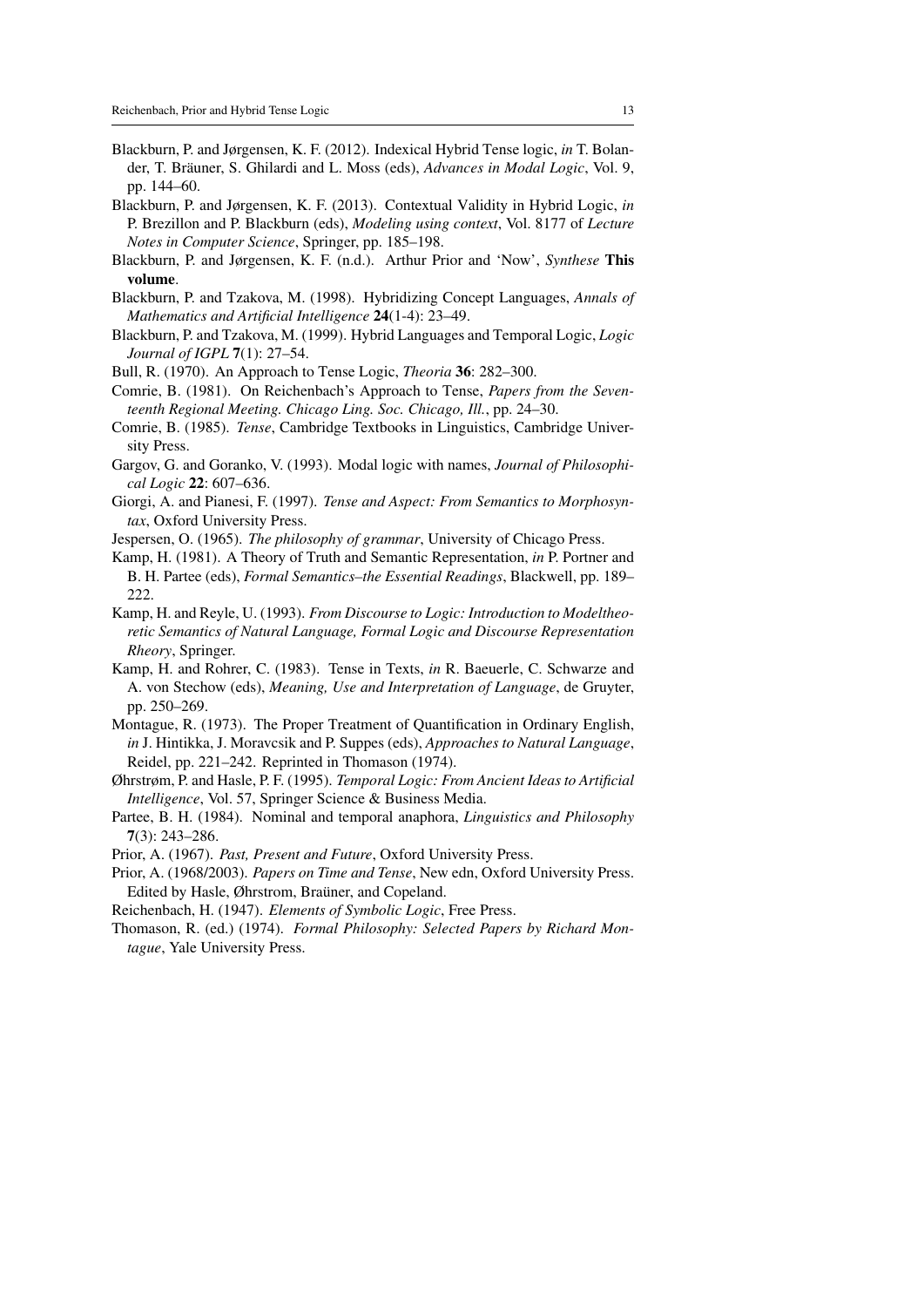Blackburn, P. and Jørgensen, K. F. (2012). Indexical Hybrid Tense logic, *in* T. Bolander, T. Bräuner, S. Ghilardi and L. Moss (eds), *Advances in Modal Logic*, Vol. 9, pp. 144–60.

Blackburn, P. and Jørgensen, K. F. (2013). Contextual Validity in Hybrid Logic, *in* P. Brezillon and P. Blackburn (eds), *Modeling using context*, Vol. 8177 of *Lecture Notes in Computer Science*, Springer, pp. 185–198.

Blackburn, P. and Jørgensen, K. F. (n.d.). Arthur Prior and 'Now', *Synthese* **This volume**.

Blackburn, P. and Tzakova, M. (1998). Hybridizing Concept Languages, *Annals of Mathematics and Artificial Intelligence* **24**(1-4): 23–49.

Blackburn, P. and Tzakova, M. (1999). Hybrid Languages and Temporal Logic, *Logic Journal of IGPL* **7**(1): 27–54.

Bull, R. (1970). An Approach to Tense Logic, *Theoria* **36**: 282–300.

Comrie, B. (1981). On Reichenbach's Approach to Tense, *Papers from the Seventeenth Regional Meeting. Chicago Ling. Soc. Chicago, Ill.*, pp. 24–30.

Comrie, B. (1985). *Tense*, Cambridge Textbooks in Linguistics, Cambridge University Press.

Gargov, G. and Goranko, V. (1993). Modal logic with names, *Journal of Philosophical Logic* **22**: 607–636.

Giorgi, A. and Pianesi, F. (1997). *Tense and Aspect: From Semantics to Morphosyntax*, Oxford University Press.

Jespersen, O. (1965). *The philosophy of grammar*, University of Chicago Press.

Kamp, H. (1981). A Theory of Truth and Semantic Representation, *in* P. Portner and B. H. Partee (eds), *Formal Semantics–the Essential Readings*, Blackwell, pp. 189–222.

Kamp, H. and Reyle, U. (1993). *From Discourse to Logic: Introduction to Modeltheoretic Semantics of Natural Language, Formal Logic and Discourse Representation Rheory*, Springer.

Kamp, H. and Rohrer, C. (1983). Tense in Texts, *in* R. Baeuerle, C. Schwarze and A. von Stechow (eds), *Meaning, Use and Interpretation of Language*, de Gruyter, pp. 250–269.

Montague, R. (1973). The Proper Treatment of Quantification in Ordinary English, *in* J. Hintikka, J. Moravcsik and P. Suppes (eds), *Approaches to Natural Language*, Reidel, pp. 221–242. Reprinted in Thomason (1974).

Øhrstrøm, P. and Hasle, P. F. (1995). *Temporal Logic: From Ancient Ideas to Artificial Intelligence*, Vol. 57, Springer Science & Business Media.

Partee, B. H. (1984). Nominal and temporal anaphora, *Linguistics and Philosophy* **7**(3): 243–286.

Prior, A. (1967). *Past, Present and Future*, Oxford University Press.

Prior, A. (1968/2003). *Papers on Time and Tense*, New edn, Oxford University Press. Edited by Hasle, Øhrstrom, Braüner, and Copeland.

Reichenbach, H. (1947). *Elements of Symbolic Logic*, Free Press.

Thomason, R. (ed.) (1974). *Formal Philosophy: Selected Papers by Richard Montague*, Yale University Press.